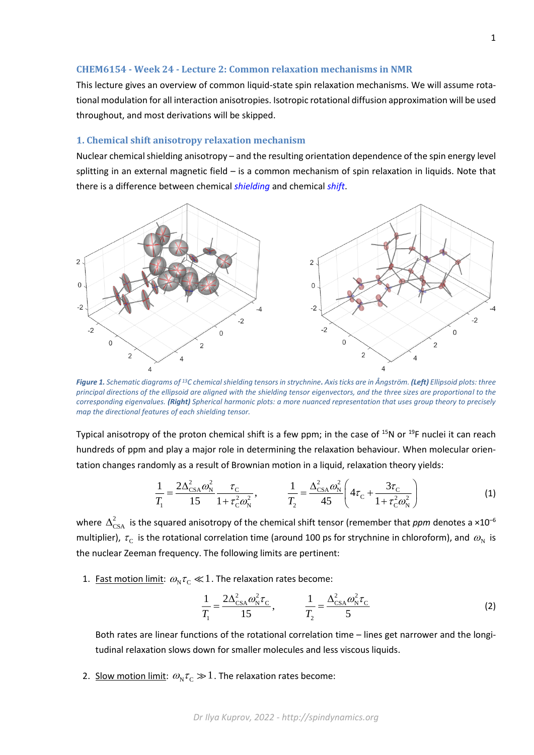## CHEM6154 - Week 24 - Lecture 2: Common relaxation mechanisms in NMR

This lecture gives an overview of common liquid-state spin relaxation mechanisms. We will assume rotational modulation for all interaction anisotropies. Isotropic rotational diffusion approximation will be used throughout, and most derivations will be skipped.

### 1. Chemical shift anisotropy relaxation mechanism

Nuclear chemical shielding anisotropy – and the resulting orientation dependence of the spin energy level splitting in an external magnetic field – is a common mechanism of spin relaxation in liquids. Note that there is a difference between chemical *shielding* and chemical *shift*.

***Figure 1.*** *Schematic diagrams of $^{13}C$ chemical shielding tensors in strychnine. Axis ticks are in Ångström.* ***(Left)*** *Ellipsoid plots: three principal directions of the ellipsoid are aligned with the shielding tensor eigenvectors, and the three sizes are proportional to the corresponding eigenvalues.* ***(Right)*** *Spherical harmonic plots: a more nuanced representation that uses group theory to precisely map the directional features of each shielding tensor.*

Typical anisotropy of the proton chemical shift is a few ppm; in the case of $^{15}N$ or $^{19}F$ nuclei it can reach hundreds of ppm and play a major role in determining the relaxation behaviour. When molecular orientation changes randomly as a result of Brownian motion in a liquid, relaxation theory yields:

$$\frac{1}{T_1}=\frac{2\Delta_{\mathrm{CSA}}^2\omega_{\mathrm{N}}^2}{15}\frac{\tau_{\mathrm{C}}}{1+\tau_{\mathrm{C}}^2\omega_{\mathrm{N}}^2},\qquad \frac{1}{T_2}=\frac{\Delta_{\mathrm{CSA}}^2\omega_{\mathrm{N}}^2}{45}\left(4\tau_{\mathrm{C}}+\frac{3\tau_{\mathrm{C}}}{1+\tau_{\mathrm{C}}^2\omega_{\mathrm{N}}^2}\right) \tag{1}$$

where $\Delta_{\mathrm{CSA}}^2$ is the squared anisotropy of the chemical shift tensor (remember that *ppm* denotes a $\times10^{-6}$ multiplier), $\tau_{\mathrm{C}}$ is the rotational correlation time (around 100 ps for strychnine in chloroform), and $\omega_{\mathrm{N}}$ is the nuclear Zeeman frequency. The following limits are pertinent:

1. Fast motion limit: $\omega_{\mathrm{N}}\tau_{\mathrm{C}}\ll 1$. The relaxation rates become:

$$\frac{1}{T_1}=\frac{2\Delta_{\mathrm{CSA}}^2\omega_{\mathrm{N}}^2\tau_{\mathrm{C}}}{15},\qquad \frac{1}{T_2}=\frac{\Delta_{\mathrm{CSA}}^2\omega_{\mathrm{N}}^2\tau_{\mathrm{C}}}{5} \tag{2}$$

   Both rates are linear functions of the rotational correlation time – lines get narrower and the longitudinal relaxation slows down for smaller molecules and less viscous liquids.

2. Slow motion limit: $\omega_{\mathrm{N}}\tau_{\mathrm{C}}\gg 1$. The relaxation rates become: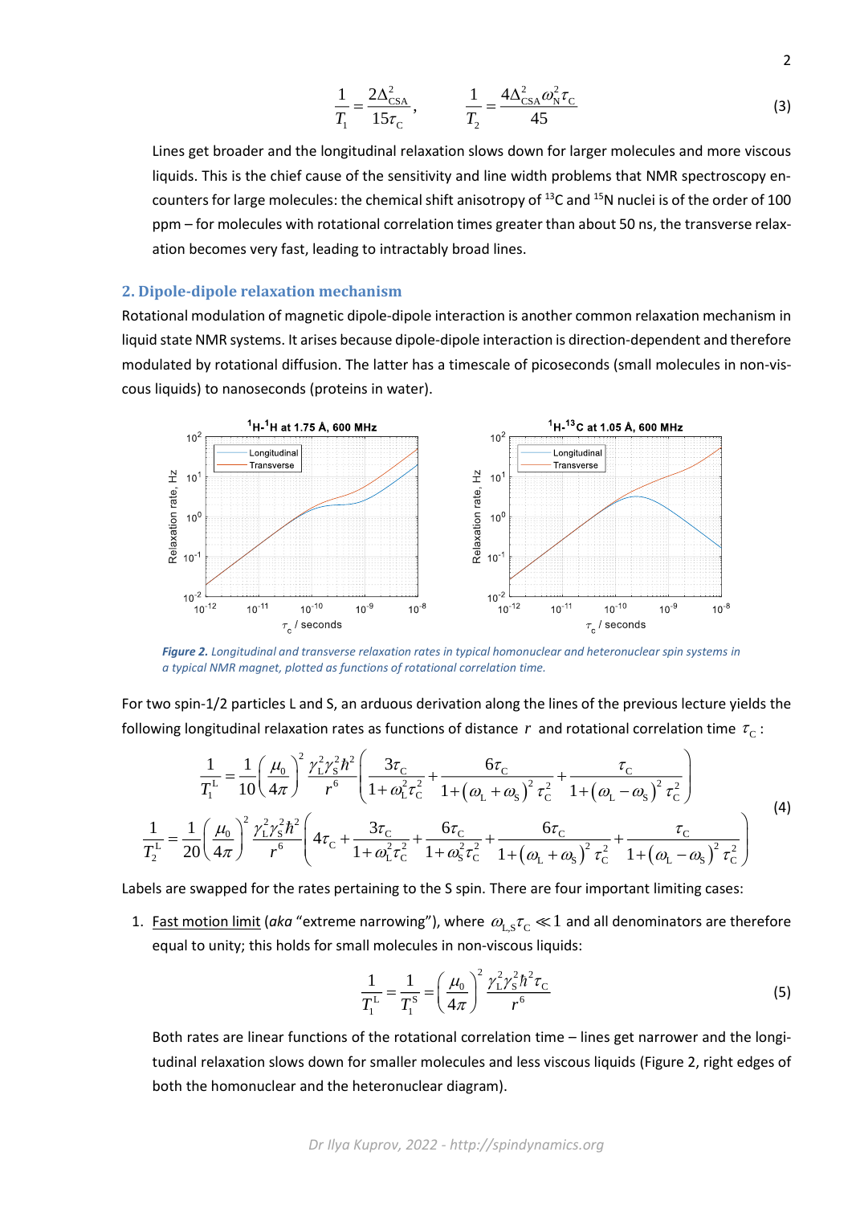$$\frac{1}{T_1} = \frac{2\Delta_{\text{CSA}}^2}{15\tau_{\text{C}}}, \qquad \frac{1}{T_2} = \frac{4\Delta_{\text{CSA}}^2 \omega_{\text{N}}^2 \tau_{\text{C}}}{45} \tag{3}$$

Lines get broader and the longitudinal relaxation slows down for larger molecules and more viscous liquids. This is the chief cause of the sensitivity and line width problems that NMR spectroscopy encounters for large molecules: the chemical shift anisotropy of $^{13}$C and $^{15}$N nuclei is of the order of 100 ppm – for molecules with rotational correlation times greater than about 50 ns, the transverse relaxation becomes very fast, leading to intractably broad lines.

## 2. Dipole-dipole relaxation mechanism

Rotational modulation of magnetic dipole-dipole interaction is another common relaxation mechanism in liquid state NMR systems. It arises because dipole-dipole interaction is direction-dependent and therefore modulated by rotational diffusion. The latter has a timescale of picoseconds (small molecules in non-viscous liquids) to nanoseconds (proteins in water).

*Figure 2. Longitudinal and transverse relaxation rates in typical homonuclear and heteronuclear spin systems in a typical NMR magnet, plotted as functions of rotational correlation time.*

For two spin-1/2 particles L and S, an arduous derivation along the lines of the previous lecture yields the following longitudinal relaxation rates as functions of distance $r$ and rotational correlation time $\tau_{\text{C}}$:

$$\begin{aligned}
\frac{1}{T_1^{\text{L}}} &= \frac{1}{10}\left(\frac{\mu_0}{4\pi}\right)^2 \frac{\gamma_{\text{L}}^2\gamma_{\text{S}}^2\hbar^2}{r^6}\left(\frac{3\tau_{\text{C}}}{1+\omega_{\text{L}}^2\tau_{\text{C}}^2} + \frac{6\tau_{\text{C}}}{1+\left(\omega_{\text{L}}+\omega_{\text{S}}\right)^2\tau_{\text{C}}^2} + \frac{\tau_{\text{C}}}{1+\left(\omega_{\text{L}}-\omega_{\text{S}}\right)^2\tau_{\text{C}}^2}\right) \\
\frac{1}{T_2^{\text{L}}} &= \frac{1}{20}\left(\frac{\mu_0}{4\pi}\right)^2 \frac{\gamma_{\text{L}}^2\gamma_{\text{S}}^2\hbar^2}{r^6}\left(4\tau_{\text{C}} + \frac{3\tau_{\text{C}}}{1+\omega_{\text{L}}^2\tau_{\text{C}}^2} + \frac{6\tau_{\text{C}}}{1+\omega_{\text{S}}^2\tau_{\text{C}}^2} + \frac{6\tau_{\text{C}}}{1+\left(\omega_{\text{L}}+\omega_{\text{S}}\right)^2\tau_{\text{C}}^2} + \frac{\tau_{\text{C}}}{1+\left(\omega_{\text{L}}-\omega_{\text{S}}\right)^2\tau_{\text{C}}^2}\right)
\end{aligned} \tag{4}$$

Labels are swapped for the rates pertaining to the S spin. There are four important limiting cases:

1. Fast motion limit (*aka* "extreme narrowing"), where $\omega_{\text{L,S}}\tau_{\text{C}} \ll 1$ and all denominators are therefore equal to unity; this holds for small molecules in non-viscous liquids:

$$\frac{1}{T_1^{\text{L}}} = \frac{1}{T_1^{\text{S}}} = \left(\frac{\mu_0}{4\pi}\right)^2 \frac{\gamma_{\text{L}}^2\gamma_{\text{S}}^2\hbar^2\tau_{\text{C}}}{r^6} \tag{5}$$

   Both rates are linear functions of the rotational correlation time – lines get narrower and the longitudinal relaxation slows down for smaller molecules and less viscous liquids (Figure 2, right edges of both the homonuclear and the heteronuclear diagram).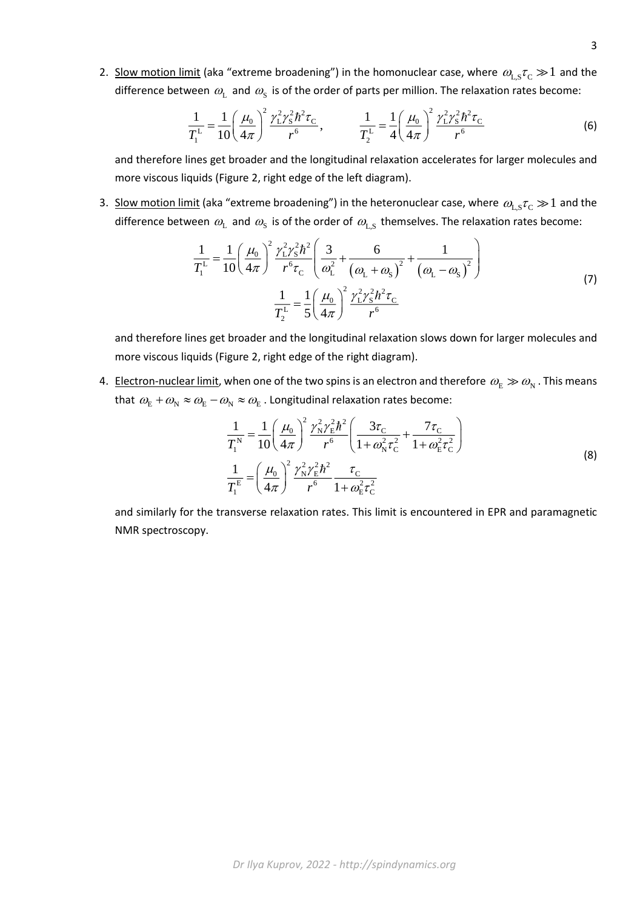2. <u>Slow motion limit</u> (aka "extreme broadening") in the homonuclear case, where $\omega_{\mathrm{L,S}}\tau_{\mathrm{C}} \gg 1$ and the difference between $\omega_{\mathrm{L}}$ and $\omega_{\mathrm{S}}$ is of the order of parts per million. The relaxation rates become:

$$\frac{1}{T_1^{\mathrm{L}}} = \frac{1}{10}\left(\frac{\mu_0}{4\pi}\right)^2 \frac{\gamma_{\mathrm{L}}^2\gamma_{\mathrm{S}}^2\hbar^2\tau_{\mathrm{C}}}{r^6}, \qquad \frac{1}{T_2^{\mathrm{L}}} = \frac{1}{4}\left(\frac{\mu_0}{4\pi}\right)^2 \frac{\gamma_{\mathrm{L}}^2\gamma_{\mathrm{S}}^2\hbar^2\tau_{\mathrm{C}}}{r^6} \tag{6}$$

and therefore lines get broader and the longitudinal relaxation accelerates for larger molecules and more viscous liquids (Figure 2, right edge of the left diagram).

3. <u>Slow motion limit</u> (aka "extreme broadening") in the heteronuclear case, where $\omega_{\mathrm{L,S}}\tau_{\mathrm{C}} \gg 1$ and the difference between $\omega_{\mathrm{L}}$ and $\omega_{\mathrm{S}}$ is of the order of $\omega_{\mathrm{L,S}}$ themselves. The relaxation rates become:

$$\begin{gathered} \frac{1}{T_1^{\mathrm{L}}} = \frac{1}{10}\left(\frac{\mu_0}{4\pi}\right)^2 \frac{\gamma_{\mathrm{L}}^2\gamma_{\mathrm{S}}^2\hbar^2}{r^6\tau_{\mathrm{C}}}\left(\frac{3}{\omega_{\mathrm{L}}^2} + \frac{6}{\left(\omega_{\mathrm{L}}+\omega_{\mathrm{S}}\right)^2} + \frac{1}{\left(\omega_{\mathrm{L}}-\omega_{\mathrm{S}}\right)^2}\right) \\ \frac{1}{T_2^{\mathrm{L}}} = \frac{1}{5}\left(\frac{\mu_0}{4\pi}\right)^2 \frac{\gamma_{\mathrm{L}}^2\gamma_{\mathrm{S}}^2\hbar^2\tau_{\mathrm{C}}}{r^6} \end{gathered} \tag{7}$$

and therefore lines get broader and the longitudinal relaxation slows down for larger molecules and more viscous liquids (Figure 2, right edge of the right diagram).

4. <u>Electron-nuclear limit</u>, when one of the two spins is an electron and therefore $\omega_{\mathrm{E}} \gg \omega_{\mathrm{N}}$. This means that $\omega_{\mathrm{E}} + \omega_{\mathrm{N}} \approx \omega_{\mathrm{E}} - \omega_{\mathrm{N}} \approx \omega_{\mathrm{E}}$. Longitudinal relaxation rates become:

$$\begin{aligned} \frac{1}{T_1^{\mathrm{N}}} &= \frac{1}{10}\left(\frac{\mu_0}{4\pi}\right)^2 \frac{\gamma_{\mathrm{N}}^2\gamma_{\mathrm{E}}^2\hbar^2}{r^6}\left(\frac{3\tau_{\mathrm{C}}}{1+\omega_{\mathrm{N}}^2\tau_{\mathrm{C}}^2} + \frac{7\tau_{\mathrm{C}}}{1+\omega_{\mathrm{E}}^2\tau_{\mathrm{C}}^2}\right) \\ \frac{1}{T_1^{\mathrm{E}}} &= \left(\frac{\mu_0}{4\pi}\right)^2 \frac{\gamma_{\mathrm{N}}^2\gamma_{\mathrm{E}}^2\hbar^2}{r^6}\frac{\tau_{\mathrm{C}}}{1+\omega_{\mathrm{E}}^2\tau_{\mathrm{C}}^2} \end{aligned} \tag{8}$$

and similarly for the transverse relaxation rates. This limit is encountered in EPR and paramagnetic NMR spectroscopy.